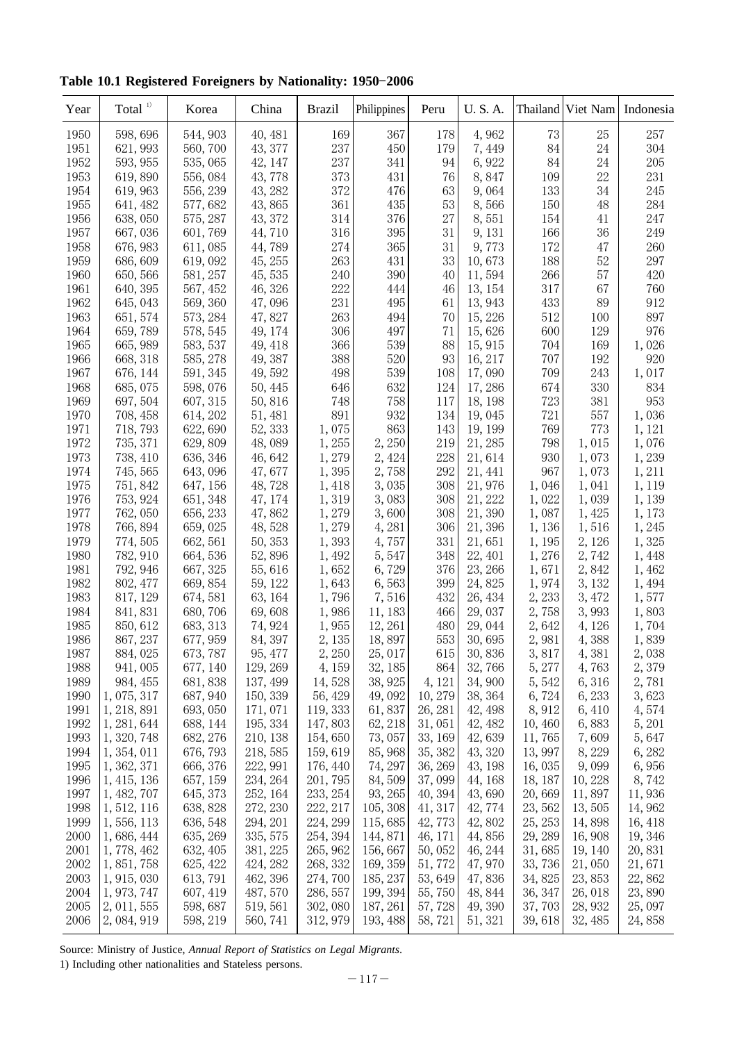**Table 10.1 Registered Foreigners by Nationality: 1950-2006**

| Year | Total 1) | Korea | China | Brazil | Philippines | Peru | U. S. A. | Thailand | Viet Nam | Indonesia |
|---|---|---|---|---|---|---|---|---|---|---|
| 1950 | 598, 696 | 544, 903 | 40, 481 | 169 | 367 | 178 | 4, 962 | 73 | 25 | 257 |
| 1951 | 621, 993 | 560, 700 | 43, 377 | 237 | 450 | 179 | 7, 449 | 84 | 24 | 304 |
| 1952 | 593, 955 | 535, 065 | 42, 147 | 237 | 341 | 94 | 6, 922 | 84 | 24 | 205 |
| 1953 | 619, 890 | 556, 084 | 43, 778 | 373 | 431 | 76 | 8, 847 | 109 | 22 | 231 |
| 1954 | 619, 963 | 556, 239 | 43, 282 | 372 | 476 | 63 | 9, 064 | 133 | 34 | 245 |
| 1955 | 641, 482 | 577, 682 | 43, 865 | 361 | 435 | 53 | 8, 566 | 150 | 48 | 284 |
| 1956 | 638, 050 | 575, 287 | 43, 372 | 314 | 376 | 27 | 8, 551 | 154 | 41 | 247 |
| 1957 | 667, 036 | 601, 769 | 44, 710 | 316 | 395 | 31 | 9, 131 | 166 | 36 | 249 |
| 1958 | 676, 983 | 611, 085 | 44, 789 | 274 | 365 | 31 | 9, 773 | 172 | 47 | 260 |
| 1959 | 686, 609 | 619, 092 | 45, 255 | 263 | 431 | 33 | 10, 673 | 188 | 52 | 297 |
| 1960 | 650, 566 | 581, 257 | 45, 535 | 240 | 390 | 40 | 11, 594 | 266 | 57 | 420 |
| 1961 | 640, 395 | 567, 452 | 46, 326 | 222 | 444 | 46 | 13, 154 | 317 | 67 | 760 |
| 1962 | 645, 043 | 569, 360 | 47, 096 | 231 | 495 | 61 | 13, 943 | 433 | 89 | 912 |
| 1963 | 651, 574 | 573, 284 | 47, 827 | 263 | 494 | 70 | 15, 226 | 512 | 100 | 897 |
| 1964 | 659, 789 | 578, 545 | 49, 174 | 306 | 497 | 71 | 15, 626 | 600 | 129 | 976 |
| 1965 | 665, 989 | 583, 537 | 49, 418 | 366 | 539 | 88 | 15, 915 | 704 | 169 | 1, 026 |
| 1966 | 668, 318 | 585, 278 | 49, 387 | 388 | 520 | 93 | 16, 217 | 707 | 192 | 920 |
| 1967 | 676, 144 | 591, 345 | 49, 592 | 498 | 539 | 108 | 17, 090 | 709 | 243 | 1, 017 |
| 1968 | 685, 075 | 598, 076 | 50, 445 | 646 | 632 | 124 | 17, 286 | 674 | 330 | 834 |
| 1969 | 697, 504 | 607, 315 | 50, 816 | 748 | 758 | 117 | 18, 198 | 723 | 381 | 953 |
| 1970 | 708, 458 | 614, 202 | 51, 481 | 891 | 932 | 134 | 19, 045 | 721 | 557 | 1, 036 |
| 1971 | 718, 793 | 622, 690 | 52, 333 | 1, 075 | 863 | 143 | 19, 199 | 769 | 773 | 1, 121 |
| 1972 | 735, 371 | 629, 809 | 48, 089 | 1, 255 | 2, 250 | 219 | 21, 285 | 798 | 1, 015 | 1, 076 |
| 1973 | 738, 410 | 636, 346 | 46, 642 | 1, 279 | 2, 424 | 228 | 21, 614 | 930 | 1, 073 | 1, 239 |
| 1974 | 745, 565 | 643, 096 | 47, 677 | 1, 395 | 2, 758 | 292 | 21, 441 | 967 | 1, 073 | 1, 211 |
| 1975 | 751, 842 | 647, 156 | 48, 728 | 1, 418 | 3, 035 | 308 | 21, 976 | 1, 046 | 1, 041 | 1, 119 |
| 1976 | 753, 924 | 651, 348 | 47, 174 | 1, 319 | 3, 083 | 308 | 21, 222 | 1, 022 | 1, 039 | 1, 139 |
| 1977 | 762, 050 | 656, 233 | 47, 862 | 1, 279 | 3, 600 | 308 | 21, 390 | 1, 087 | 1, 425 | 1, 173 |
| 1978 | 766, 894 | 659, 025 | 48, 528 | 1, 279 | 4, 281 | 306 | 21, 396 | 1, 136 | 1, 516 | 1, 245 |
| 1979 | 774, 505 | 662, 561 | 50, 353 | 1, 393 | 4, 757 | 331 | 21, 651 | 1, 195 | 2, 126 | 1, 325 |
| 1980 | 782, 910 | 664, 536 | 52, 896 | 1, 492 | 5, 547 | 348 | 22, 401 | 1, 276 | 2, 742 | 1, 448 |
| 1981 | 792, 946 | 667, 325 | 55, 616 | 1, 652 | 6, 729 | 376 | 23, 266 | 1, 671 | 2, 842 | 1, 462 |
| 1982 | 802, 477 | 669, 854 | 59, 122 | 1, 643 | 6, 563 | 399 | 24, 825 | 1, 974 | 3, 132 | 1, 494 |
| 1983 | 817, 129 | 674, 581 | 63, 164 | 1, 796 | 7, 516 | 432 | 26, 434 | 2, 233 | 3, 472 | 1, 577 |
| 1984 | 841, 831 | 680, 706 | 69, 608 | 1, 986 | 11, 183 | 466 | 29, 037 | 2, 758 | 3, 993 | 1, 803 |
| 1985 | 850, 612 | 683, 313 | 74, 924 | 1, 955 | 12, 261 | 480 | 29, 044 | 2, 642 | 4, 126 | 1, 704 |
| 1986 | 867, 237 | 677, 959 | 84, 397 | 2, 135 | 18, 897 | 553 | 30, 695 | 2, 981 | 4, 388 | 1, 839 |
| 1987 | 884, 025 | 673, 787 | 95, 477 | 2, 250 | 25, 017 | 615 | 30, 836 | 3, 817 | 4, 381 | 2, 038 |
| 1988 | 941, 005 | 677, 140 | 129, 269 | 4, 159 | 32, 185 | 864 | 32, 766 | 5, 277 | 4, 763 | 2, 379 |
| 1989 | 984, 455 | 681, 838 | 137, 499 | 14, 528 | 38, 925 | 4, 121 | 34, 900 | 5, 542 | 6, 316 | 2, 781 |
| 1990 | 1, 075, 317 | 687, 940 | 150, 339 | 56, 429 | 49, 092 | 10, 279 | 38, 364 | 6, 724 | 6, 233 | 3, 623 |
| 1991 | 1, 218, 891 | 693, 050 | 171, 071 | 119, 333 | 61, 837 | 26, 281 | 42, 498 | 8, 912 | 6, 410 | 4, 574 |
| 1992 | 1, 281, 644 | 688, 144 | 195, 334 | 147, 803 | 62, 218 | 31, 051 | 42, 482 | 10, 460 | 6, 883 | 5, 201 |
| 1993 | 1, 320, 748 | 682, 276 | 210, 138 | 154, 650 | 73, 057 | 33, 169 | 42, 639 | 11, 765 | 7, 609 | 5, 647 |
| 1994 | 1, 354, 011 | 676, 793 | 218, 585 | 159, 619 | 85, 968 | 35, 382 | 43, 320 | 13, 997 | 8, 229 | 6, 282 |
| 1995 | 1, 362, 371 | 666, 376 | 222, 991 | 176, 440 | 74, 297 | 36, 269 | 43, 198 | 16, 035 | 9, 099 | 6, 956 |
| 1996 | 1, 415, 136 | 657, 159 | 234, 264 | 201, 795 | 84, 509 | 37, 099 | 44, 168 | 18, 187 | 10, 228 | 8, 742 |
| 1997 | 1, 482, 707 | 645, 373 | 252, 164 | 233, 254 | 93, 265 | 40, 394 | 43, 690 | 20, 669 | 11, 897 | 11, 936 |
| 1998 | 1, 512, 116 | 638, 828 | 272, 230 | 222, 217 | 105, 308 | 41, 317 | 42, 774 | 23, 562 | 13, 505 | 14, 962 |
| 1999 | 1, 556, 113 | 636, 548 | 294, 201 | 224, 299 | 115, 685 | 42, 773 | 42, 802 | 25, 253 | 14, 898 | 16, 418 |
| 2000 | 1, 686, 444 | 635, 269 | 335, 575 | 254, 394 | 144, 871 | 46, 171 | 44, 856 | 29, 289 | 16, 908 | 19, 346 |
| 2001 | 1, 778, 462 | 632, 405 | 381, 225 | 265, 962 | 156, 667 | 50, 052 | 46, 244 | 31, 685 | 19, 140 | 20, 831 |
| 2002 | 1, 851, 758 | 625, 422 | 424, 282 | 268, 332 | 169, 359 | 51, 772 | 47, 970 | 33, 736 | 21, 050 | 21, 671 |
| 2003 | 1, 915, 030 | 613, 791 | 462, 396 | 274, 700 | 185, 237 | 53, 649 | 47, 836 | 34, 825 | 23, 853 | 22, 862 |
| 2004 | 1, 973, 747 | 607, 419 | 487, 570 | 286, 557 | 199, 394 | 55, 750 | 48, 844 | 36, 347 | 26, 018 | 23, 890 |
| 2005 | 2, 011, 555 | 598, 687 | 519, 561 | 302, 080 | 187, 261 | 57, 728 | 49, 390 | 37, 703 | 28, 932 | 25, 097 |
| 2006 | 2, 084, 919 | 598, 219 | 560, 741 | 312, 979 | 193, 488 | 58, 721 | 51, 321 | 39, 618 | 32, 485 | 24, 858 |

Source: Ministry of Justice, *Annual Report of Statistics on Legal Migrants*.

1) Including other nationalities and Stateless persons.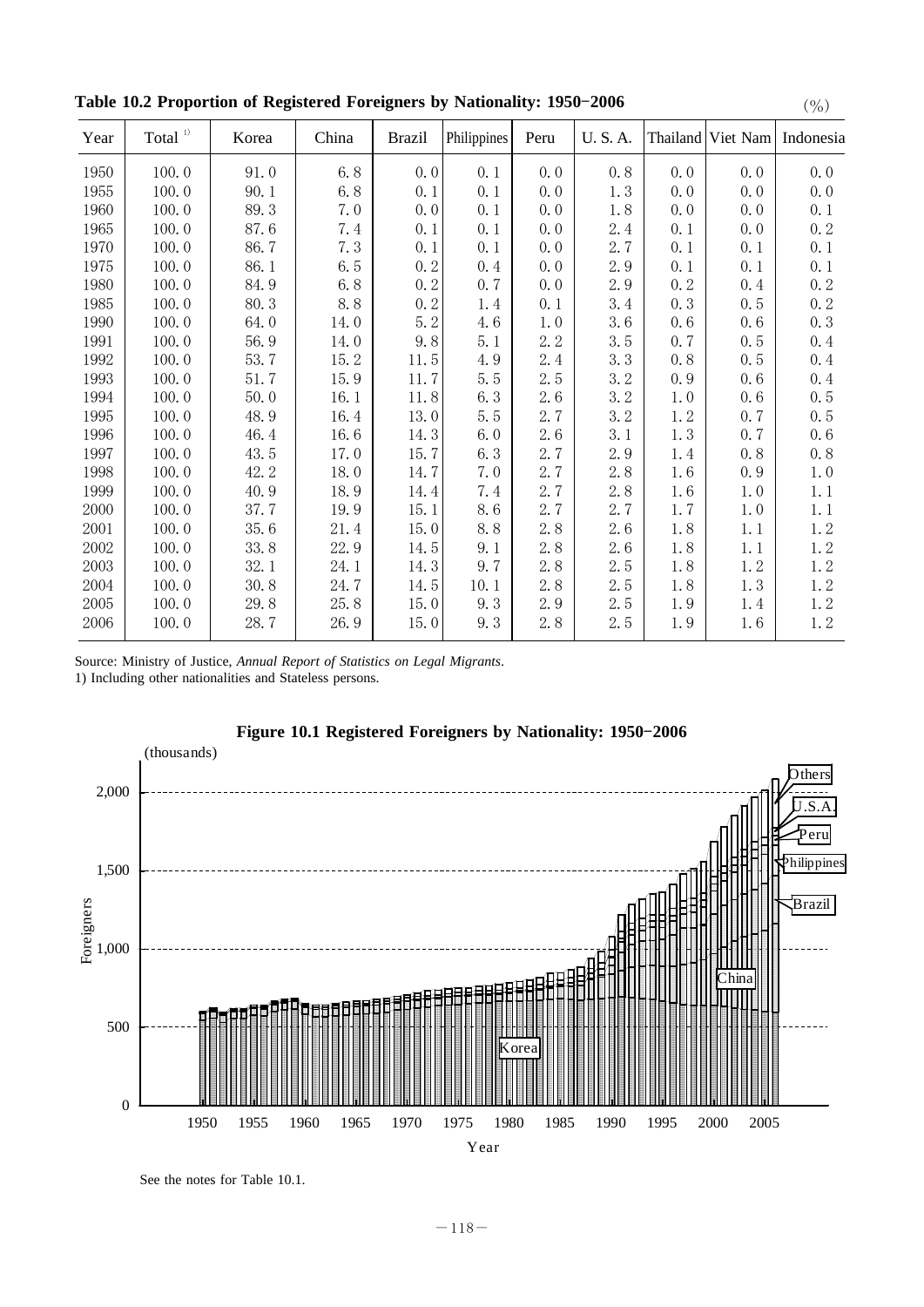**Table 10.2 Proportion of Registered Foreigners by Nationality: 1950-2006**

(%)

| Year | Total [1] | Korea | China | Brazil | Philippines | Peru | U. S. A. | Thailand | Viet Nam | Indonesia |
|---|---|---|---|---|---|---|---|---|---|---|
| 1950 | 100.0 | 91.0 | 6.8 | 0.0 | 0.1 | 0.0 | 0.8 | 0.0 | 0.0 | 0.0 |
| 1955 | 100.0 | 90.1 | 6.8 | 0.1 | 0.1 | 0.0 | 1.3 | 0.0 | 0.0 | 0.0 |
| 1960 | 100.0 | 89.3 | 7.0 | 0.0 | 0.1 | 0.0 | 1.8 | 0.0 | 0.0 | 0.1 |
| 1965 | 100.0 | 87.6 | 7.4 | 0.1 | 0.1 | 0.0 | 2.4 | 0.1 | 0.0 | 0.2 |
| 1970 | 100.0 | 86.7 | 7.3 | 0.1 | 0.1 | 0.0 | 2.7 | 0.1 | 0.1 | 0.1 |
| 1975 | 100.0 | 86.1 | 6.5 | 0.2 | 0.4 | 0.0 | 2.9 | 0.1 | 0.1 | 0.1 |
| 1980 | 100.0 | 84.9 | 6.8 | 0.2 | 0.7 | 0.0 | 2.9 | 0.2 | 0.4 | 0.2 |
| 1985 | 100.0 | 80.3 | 8.8 | 0.2 | 1.4 | 0.1 | 3.4 | 0.3 | 0.5 | 0.2 |
| 1990 | 100.0 | 64.0 | 14.0 | 5.2 | 4.6 | 1.0 | 3.6 | 0.6 | 0.6 | 0.3 |
| 1991 | 100.0 | 56.9 | 14.0 | 9.8 | 5.1 | 2.2 | 3.5 | 0.7 | 0.5 | 0.4 |
| 1992 | 100.0 | 53.7 | 15.2 | 11.5 | 4.9 | 2.4 | 3.3 | 0.8 | 0.5 | 0.4 |
| 1993 | 100.0 | 51.7 | 15.9 | 11.7 | 5.5 | 2.5 | 3.2 | 0.9 | 0.6 | 0.4 |
| 1994 | 100.0 | 50.0 | 16.1 | 11.8 | 6.3 | 2.6 | 3.2 | 1.0 | 0.6 | 0.5 |
| 1995 | 100.0 | 48.9 | 16.4 | 13.0 | 5.5 | 2.7 | 3.2 | 1.2 | 0.7 | 0.5 |
| 1996 | 100.0 | 46.4 | 16.6 | 14.3 | 6.0 | 2.6 | 3.1 | 1.3 | 0.7 | 0.6 |
| 1997 | 100.0 | 43.5 | 17.0 | 15.7 | 6.3 | 2.7 | 2.9 | 1.4 | 0.8 | 0.8 |
| 1998 | 100.0 | 42.2 | 18.0 | 14.7 | 7.0 | 2.7 | 2.8 | 1.6 | 0.9 | 1.0 |
| 1999 | 100.0 | 40.9 | 18.9 | 14.4 | 7.4 | 2.7 | 2.8 | 1.6 | 1.0 | 1.1 |
| 2000 | 100.0 | 37.7 | 19.9 | 15.1 | 8.6 | 2.7 | 2.7 | 1.7 | 1.0 | 1.1 |
| 2001 | 100.0 | 35.6 | 21.4 | 15.0 | 8.8 | 2.8 | 2.6 | 1.8 | 1.1 | 1.2 |
| 2002 | 100.0 | 33.8 | 22.9 | 14.5 | 9.1 | 2.8 | 2.6 | 1.8 | 1.1 | 1.2 |
| 2003 | 100.0 | 32.1 | 24.1 | 14.3 | 9.7 | 2.8 | 2.5 | 1.8 | 1.2 | 1.2 |
| 2004 | 100.0 | 30.8 | 24.7 | 14.5 | 10.1 | 2.8 | 2.5 | 1.8 | 1.3 | 1.2 |
| 2005 | 100.0 | 29.8 | 25.8 | 15.0 | 9.3 | 2.9 | 2.5 | 1.9 | 1.4 | 1.2 |
| 2006 | 100.0 | 28.7 | 26.9 | 15.0 | 9.3 | 2.8 | 2.5 | 1.9 | 1.6 | 1.2 |

Source: Ministry of Justice, *Annual Report of Statistics on Legal Migrants*.
1) Including other nationalities and Stateless persons.

**Figure 10.1 Registered Foreigners by Nationality: 1950-2006**

See the notes for Table 10.1.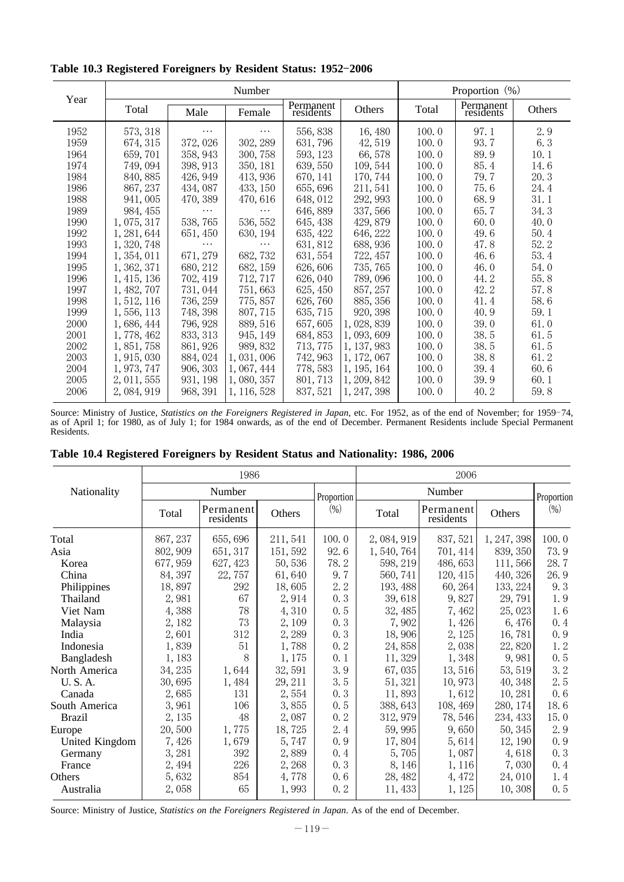**Table 10.3 Registered Foreigners by Resident Status: 1952–2006**

| Year | Number | | | | | Proportion (%) | | |
|---|---|---|---|---|---|---|---|---|
| | Total | Male | Female | Permanent residents | Others | Total | Permanent residents | Others |
| 1952 | 573, 318 | … | … | 556, 838 | 16, 480 | 100. 0 | 97. 1 | 2. 9 |
| 1959 | 674, 315 | 372, 026 | 302, 289 | 631, 796 | 42, 519 | 100. 0 | 93. 7 | 6. 3 |
| 1964 | 659, 701 | 358, 943 | 300, 758 | 593, 123 | 66, 578 | 100. 0 | 89. 9 | 10. 1 |
| 1974 | 749, 094 | 398, 913 | 350, 181 | 639, 550 | 109, 544 | 100. 0 | 85. 4 | 14. 6 |
| 1984 | 840, 885 | 426, 949 | 413, 936 | 670, 141 | 170, 744 | 100. 0 | 79. 7 | 20. 3 |
| 1986 | 867, 237 | 434, 087 | 433, 150 | 655, 696 | 211, 541 | 100. 0 | 75. 6 | 24. 4 |
| 1988 | 941, 005 | 470, 389 | 470, 616 | 648, 012 | 292, 993 | 100. 0 | 68. 9 | 31. 1 |
| 1989 | 984, 455 | … | … | 646, 889 | 337, 566 | 100. 0 | 65. 7 | 34. 3 |
| 1990 | 1, 075, 317 | 538, 765 | 536, 552 | 645, 438 | 429, 879 | 100. 0 | 60. 0 | 40. 0 |
| 1992 | 1, 281, 644 | 651, 450 | 630, 194 | 635, 422 | 646, 222 | 100. 0 | 49. 6 | 50. 4 |
| 1993 | 1, 320, 748 | … | … | 631, 812 | 688, 936 | 100. 0 | 47. 8 | 52. 2 |
| 1994 | 1, 354, 011 | 671, 279 | 682, 732 | 631, 554 | 722, 457 | 100. 0 | 46. 6 | 53. 4 |
| 1995 | 1, 362, 371 | 680, 212 | 682, 159 | 626, 606 | 735, 765 | 100. 0 | 46. 0 | 54. 0 |
| 1996 | 1, 415, 136 | 702, 419 | 712, 717 | 626, 040 | 789, 096 | 100. 0 | 44. 2 | 55. 8 |
| 1997 | 1, 482, 707 | 731, 044 | 751, 663 | 625, 450 | 857, 257 | 100. 0 | 42. 2 | 57. 8 |
| 1998 | 1, 512, 116 | 736, 259 | 775, 857 | 626, 760 | 885, 356 | 100. 0 | 41. 4 | 58. 6 |
| 1999 | 1, 556, 113 | 748, 398 | 807, 715 | 635, 715 | 920, 398 | 100. 0 | 40. 9 | 59. 1 |
| 2000 | 1, 686, 444 | 796, 928 | 889, 516 | 657, 605 | 1, 028, 839 | 100. 0 | 39. 0 | 61. 0 |
| 2001 | 1, 778, 462 | 833, 313 | 945, 149 | 684, 853 | 1, 093, 609 | 100. 0 | 38. 5 | 61. 5 |
| 2002 | 1, 851, 758 | 861, 926 | 989, 832 | 713, 775 | 1, 137, 983 | 100. 0 | 38. 5 | 61. 5 |
| 2003 | 1, 915, 030 | 884, 024 | 1, 031, 006 | 742, 963 | 1, 172, 067 | 100. 0 | 38. 8 | 61. 2 |
| 2004 | 1, 973, 747 | 906, 303 | 1, 067, 444 | 778, 583 | 1, 195, 164 | 100. 0 | 39. 4 | 60. 6 |
| 2005 | 2, 011, 555 | 931, 198 | 1, 080, 357 | 801, 713 | 1, 209, 842 | 100. 0 | 39. 9 | 60. 1 |
| 2006 | 2, 084, 919 | 968, 391 | 1, 116, 528 | 837, 521 | 1, 247, 398 | 100. 0 | 40. 2 | 59. 8 |

Source: Ministry of Justice, *Statistics on the Foreigners Registered in Japan*, etc. For 1952, as of the end of November; for 1959–74, as of April 1; for 1980, as of July 1; for 1984 onwards, as of the end of December. Permanent Residents include Special Permanent Residents.

**Table 10.4 Registered Foreigners by Resident Status and Nationality: 1986, 2006**

| Nationality | 1986 | | | | 2006 | | | |
|---|---|---|---|---|---|---|---|---|
| | Number | | | Proportion (%) | Number | | | Proportion (%) |
| | Total | Permanent residents | Others | | Total | Permanent residents | Others | |
| Total | 867, 237 | 655, 696 | 211, 541 | 100. 0 | 2, 084, 919 | 837, 521 | 1, 247, 398 | 100. 0 |
| Asia | 802, 909 | 651, 317 | 151, 592 | 92. 6 | 1, 540, 764 | 701, 414 | 839, 350 | 73. 9 |
| Korea | 677, 959 | 627, 423 | 50, 536 | 78. 2 | 598, 219 | 486, 653 | 111, 566 | 28. 7 |
| China | 84, 397 | 22, 757 | 61, 640 | 9. 7 | 560, 741 | 120, 415 | 440, 326 | 26. 9 |
| Philippines | 18, 897 | 292 | 18, 605 | 2. 2 | 193, 488 | 60, 264 | 133, 224 | 9. 3 |
| Thailand | 2, 981 | 67 | 2, 914 | 0. 3 | 39, 618 | 9, 827 | 29, 791 | 1. 9 |
| Viet Nam | 4, 388 | 78 | 4, 310 | 0. 5 | 32, 485 | 7, 462 | 25, 023 | 1. 6 |
| Malaysia | 2, 182 | 73 | 2, 109 | 0. 3 | 7, 902 | 1, 426 | 6, 476 | 0. 4 |
| India | 2, 601 | 312 | 2, 289 | 0. 3 | 18, 906 | 2, 125 | 16, 781 | 0. 9 |
| Indonesia | 1, 839 | 51 | 1, 788 | 0. 2 | 24, 858 | 2, 038 | 22, 820 | 1. 2 |
| Bangladesh | 1, 183 | 8 | 1, 175 | 0. 1 | 11, 329 | 1, 348 | 9, 981 | 0. 5 |
| North America | 34, 235 | 1, 644 | 32, 591 | 3. 9 | 67, 035 | 13, 516 | 53, 519 | 3. 2 |
| U. S. A. | 30, 695 | 1, 484 | 29, 211 | 3. 5 | 51, 321 | 10, 973 | 40, 348 | 2. 5 |
| Canada | 2, 685 | 131 | 2, 554 | 0. 3 | 11, 893 | 1, 612 | 10, 281 | 0. 6 |
| South America | 3, 961 | 106 | 3, 855 | 0. 5 | 388, 643 | 108, 469 | 280, 174 | 18. 6 |
| Brazil | 2, 135 | 48 | 2, 087 | 0. 2 | 312, 979 | 78, 546 | 234, 433 | 15. 0 |
| Europe | 20, 500 | 1, 775 | 18, 725 | 2. 4 | 59, 995 | 9, 650 | 50, 345 | 2. 9 |
| United Kingdom | 7, 426 | 1, 679 | 5, 747 | 0. 9 | 17, 804 | 5, 614 | 12, 190 | 0. 9 |
| Germany | 3, 281 | 392 | 2, 889 | 0. 4 | 5, 705 | 1, 087 | 4, 618 | 0. 3 |
| France | 2, 494 | 226 | 2, 268 | 0. 3 | 8, 146 | 1, 116 | 7, 030 | 0. 4 |
| Others | 5, 632 | 854 | 4, 778 | 0. 6 | 28, 482 | 4, 472 | 24, 010 | 1. 4 |
| Australia | 2, 058 | 65 | 1, 993 | 0. 2 | 11, 433 | 1, 125 | 10, 308 | 0. 5 |

Source: Ministry of Justice, *Statistics on the Foreigners Registered in Japan*. As of the end of December.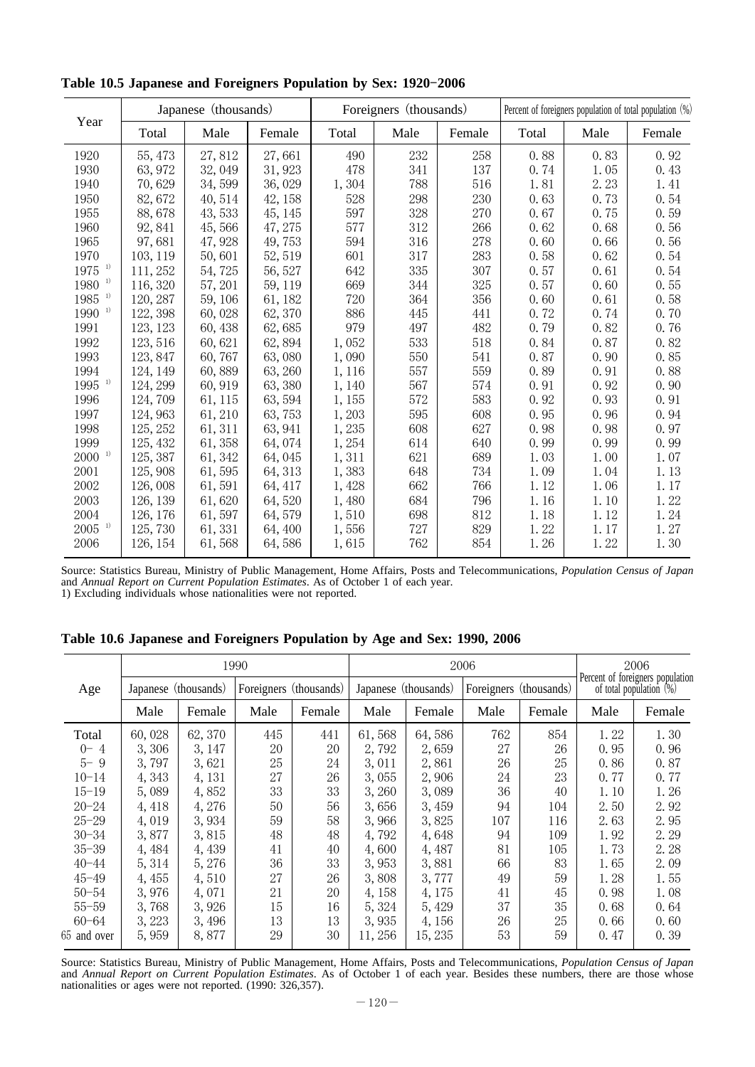**Table 10.5 Japanese and Foreigners Population by Sex: 1920–2006**

| Year | Japanese (thousands) | | | Foreigners (thousands) | | | Percent of foreigners population of total population (%) | | |
|---|---|---|---|---|---|---|---|---|---|
| | Total | Male | Female | Total | Male | Female | Total | Male | Female |
| 1920 | 55,473 | 27,812 | 27,661 | 490 | 232 | 258 | 0.88 | 0.83 | 0.92 |
| 1930 | 63,972 | 32,049 | 31,923 | 478 | 341 | 137 | 0.74 | 1.05 | 0.43 |
| 1940 | 70,629 | 34,599 | 36,029 | 1,304 | 788 | 516 | 1.81 | 2.23 | 1.41 |
| 1950 | 82,672 | 40,514 | 42,158 | 528 | 298 | 230 | 0.63 | 0.73 | 0.54 |
| 1955 | 88,678 | 43,533 | 45,145 | 597 | 328 | 270 | 0.67 | 0.75 | 0.59 |
| 1960 | 92,841 | 45,566 | 47,275 | 577 | 312 | 266 | 0.62 | 0.68 | 0.56 |
| 1965 | 97,681 | 47,928 | 49,753 | 594 | 316 | 278 | 0.60 | 0.66 | 0.56 |
| 1970 | 103,119 | 50,601 | 52,519 | 601 | 317 | 283 | 0.58 | 0.62 | 0.54 |
| 1975 [1] | 111,252 | 54,725 | 56,527 | 642 | 335 | 307 | 0.57 | 0.61 | 0.54 |
| 1980 [1] | 116,320 | 57,201 | 59,119 | 669 | 344 | 325 | 0.57 | 0.60 | 0.55 |
| 1985 [1] | 120,287 | 59,106 | 61,182 | 720 | 364 | 356 | 0.60 | 0.61 | 0.58 |
| 1990 [1] | 122,398 | 60,028 | 62,370 | 886 | 445 | 441 | 0.72 | 0.74 | 0.70 |
| 1991 | 123,123 | 60,438 | 62,685 | 979 | 497 | 482 | 0.79 | 0.82 | 0.76 |
| 1992 | 123,516 | 60,621 | 62,894 | 1,052 | 533 | 518 | 0.84 | 0.87 | 0.82 |
| 1993 | 123,847 | 60,767 | 63,080 | 1,090 | 550 | 541 | 0.87 | 0.90 | 0.85 |
| 1994 | 124,149 | 60,889 | 63,260 | 1,116 | 557 | 559 | 0.89 | 0.91 | 0.88 |
| 1995 [1] | 124,299 | 60,919 | 63,380 | 1,140 | 567 | 574 | 0.91 | 0.92 | 0.90 |
| 1996 | 124,709 | 61,115 | 63,594 | 1,155 | 572 | 583 | 0.92 | 0.93 | 0.91 |
| 1997 | 124,963 | 61,210 | 63,753 | 1,203 | 595 | 608 | 0.95 | 0.96 | 0.94 |
| 1998 | 125,252 | 61,311 | 63,941 | 1,235 | 608 | 627 | 0.98 | 0.98 | 0.97 |
| 1999 | 125,432 | 61,358 | 64,074 | 1,254 | 614 | 640 | 0.99 | 0.99 | 0.99 |
| 2000 [1] | 125,387 | 61,342 | 64,045 | 1,311 | 621 | 689 | 1.03 | 1.00 | 1.07 |
| 2001 | 125,908 | 61,595 | 64,313 | 1,383 | 648 | 734 | 1.09 | 1.04 | 1.13 |
| 2002 | 126,008 | 61,591 | 64,417 | 1,428 | 662 | 766 | 1.12 | 1.06 | 1.17 |
| 2003 | 126,139 | 61,620 | 64,520 | 1,480 | 684 | 796 | 1.16 | 1.10 | 1.22 |
| 2004 | 126,176 | 61,597 | 64,579 | 1,510 | 698 | 812 | 1.18 | 1.12 | 1.24 |
| 2005 [1] | 125,730 | 61,331 | 64,400 | 1,556 | 727 | 829 | 1.22 | 1.17 | 1.27 |
| 2006 | 126,154 | 61,568 | 64,586 | 1,615 | 762 | 854 | 1.26 | 1.22 | 1.30 |

Source: Statistics Bureau, Ministry of Public Management, Home Affairs, Posts and Telecommunications, *Population Census of Japan* and *Annual Report on Current Population Estimates*. As of October 1 of each year.
1) Excluding individuals whose nationalities were not reported.

**Table 10.6 Japanese and Foreigners Population by Age and Sex: 1990, 2006**

| Age | 1990 | | | | 2006 | | | | 2006 | |
|---|---|---|---|---|---|---|---|---|---|---|
| | Japanese (thousands) | | Foreigners (thousands) | | Japanese (thousands) | | Foreigners (thousands) | | Percent of foreigners population of total population (%) | |
| | Male | Female | Male | Female | Male | Female | Male | Female | Male | Female |
| Total | 60,028 | 62,370 | 445 | 441 | 61,568 | 64,586 | 762 | 854 | 1.22 | 1.30 |
| 0–4 | 3,306 | 3,147 | 20 | 20 | 2,792 | 2,659 | 27 | 26 | 0.95 | 0.96 |
| 5–9 | 3,797 | 3,621 | 25 | 24 | 3,011 | 2,861 | 26 | 25 | 0.86 | 0.87 |
| 10–14 | 4,343 | 4,131 | 27 | 26 | 3,055 | 2,906 | 24 | 23 | 0.77 | 0.77 |
| 15–19 | 5,089 | 4,852 | 33 | 33 | 3,260 | 3,089 | 36 | 40 | 1.10 | 1.26 |
| 20–24 | 4,418 | 4,276 | 50 | 56 | 3,656 | 3,459 | 94 | 104 | 2.50 | 2.92 |
| 25–29 | 4,019 | 3,934 | 59 | 58 | 3,966 | 3,825 | 107 | 116 | 2.63 | 2.95 |
| 30–34 | 3,877 | 3,815 | 48 | 48 | 4,792 | 4,648 | 94 | 109 | 1.92 | 2.29 |
| 35–39 | 4,484 | 4,439 | 41 | 40 | 4,600 | 4,487 | 81 | 105 | 1.73 | 2.28 |
| 40–44 | 5,314 | 5,276 | 36 | 33 | 3,953 | 3,881 | 66 | 83 | 1.65 | 2.09 |
| 45–49 | 4,455 | 4,510 | 27 | 26 | 3,808 | 3,777 | 49 | 59 | 1.28 | 1.55 |
| 50–54 | 3,976 | 4,071 | 21 | 20 | 4,158 | 4,175 | 41 | 45 | 0.98 | 1.08 |
| 55–59 | 3,768 | 3,926 | 15 | 16 | 5,324 | 5,429 | 37 | 35 | 0.68 | 0.64 |
| 60–64 | 3,223 | 3,496 | 13 | 13 | 3,935 | 4,156 | 26 | 25 | 0.66 | 0.60 |
| 65 and over | 5,959 | 8,877 | 29 | 30 | 11,256 | 15,235 | 53 | 59 | 0.47 | 0.39 |

Source: Statistics Bureau, Ministry of Public Management, Home Affairs, Posts and Telecommunications, *Population Census of Japan* and *Annual Report on Current Population Estimates*. As of October 1 of each year. Besides these numbers, there are those whose nationalities or ages were not reported. (1990: 326,357).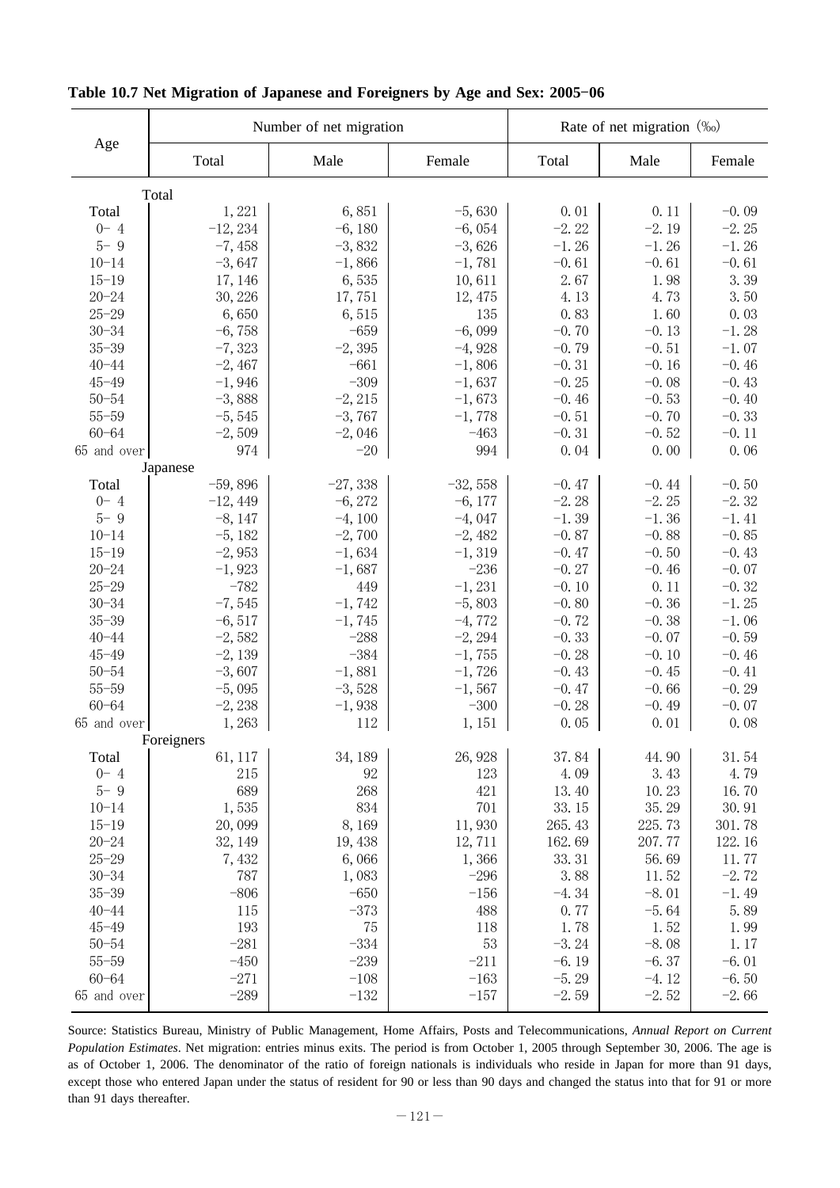**Table 10.7 Net Migration of Japanese and Foreigners by Age and Sex: 2005-06**

| Age | Number of net migration | | | Rate of net migration (‰) | | |
|---|---|---|---|---|---|---|
| | Total | Male | Female | Total | Male | Female |
| **Total** | | | | | | |
| Total | 1, 221 | 6, 851 | −5, 630 | 0. 01 | 0. 11 | −0. 09 |
| 0− 4 | −12, 234 | −6, 180 | −6, 054 | −2. 22 | −2. 19 | −2. 25 |
| 5− 9 | −7, 458 | −3, 832 | −3, 626 | −1. 26 | −1. 26 | −1. 26 |
| 10−14 | −3, 647 | −1, 866 | −1, 781 | −0. 61 | −0. 61 | −0. 61 |
| 15−19 | 17, 146 | 6, 535 | 10, 611 | 2. 67 | 1. 98 | 3. 39 |
| 20−24 | 30, 226 | 17, 751 | 12, 475 | 4. 13 | 4. 73 | 3. 50 |
| 25−29 | 6, 650 | 6, 515 | 135 | 0. 83 | 1. 60 | 0. 03 |
| 30−34 | −6, 758 | −659 | −6, 099 | −0. 70 | −0. 13 | −1. 28 |
| 35−39 | −7, 323 | −2, 395 | −4, 928 | −0. 79 | −0. 51 | −1. 07 |
| 40−44 | −2, 467 | −661 | −1, 806 | −0. 31 | −0. 16 | −0. 46 |
| 45−49 | −1, 946 | −309 | −1, 637 | −0. 25 | −0. 08 | −0. 43 |
| 50−54 | −3, 888 | −2, 215 | −1, 673 | −0. 46 | −0. 53 | −0. 40 |
| 55−59 | −5, 545 | −3, 767 | −1, 778 | −0. 51 | −0. 70 | −0. 33 |
| 60−64 | −2, 509 | −2, 046 | −463 | −0. 31 | −0. 52 | −0. 11 |
| 65 and over | 974 | −20 | 994 | 0. 04 | 0. 00 | 0. 06 |
| **Japanese** | | | | | | |
| Total | −59, 896 | −27, 338 | −32, 558 | −0. 47 | −0. 44 | −0. 50 |
| 0− 4 | −12, 449 | −6, 272 | −6, 177 | −2. 28 | −2. 25 | −2. 32 |
| 5− 9 | −8, 147 | −4, 100 | −4, 047 | −1. 39 | −1. 36 | −1. 41 |
| 10−14 | −5, 182 | −2, 700 | −2, 482 | −0. 87 | −0. 88 | −0. 85 |
| 15−19 | −2, 953 | −1, 634 | −1, 319 | −0. 47 | −0. 50 | −0. 43 |
| 20−24 | −1, 923 | −1, 687 | −236 | −0. 27 | −0. 46 | −0. 07 |
| 25−29 | −782 | 449 | −1, 231 | −0. 10 | 0. 11 | −0. 32 |
| 30−34 | −7, 545 | −1, 742 | −5, 803 | −0. 80 | −0. 36 | −1. 25 |
| 35−39 | −6, 517 | −1, 745 | −4, 772 | −0. 72 | −0. 38 | −1. 06 |
| 40−44 | −2, 582 | −288 | −2, 294 | −0. 33 | −0. 07 | −0. 59 |
| 45−49 | −2, 139 | −384 | −1, 755 | −0. 28 | −0. 10 | −0. 46 |
| 50−54 | −3, 607 | −1, 881 | −1, 726 | −0. 43 | −0. 45 | −0. 41 |
| 55−59 | −5, 095 | −3, 528 | −1, 567 | −0. 47 | −0. 66 | −0. 29 |
| 60−64 | −2, 238 | −1, 938 | −300 | −0. 28 | −0. 49 | −0. 07 |
| 65 and over | 1, 263 | 112 | 1, 151 | 0. 05 | 0. 01 | 0. 08 |
| **Foreigners** | | | | | | |
| Total | 61, 117 | 34, 189 | 26, 928 | 37. 84 | 44. 90 | 31. 54 |
| 0− 4 | 215 | 92 | 123 | 4. 09 | 3. 43 | 4. 79 |
| 5− 9 | 689 | 268 | 421 | 13. 40 | 10. 23 | 16. 70 |
| 10−14 | 1, 535 | 834 | 701 | 33. 15 | 35. 29 | 30. 91 |
| 15−19 | 20, 099 | 8, 169 | 11, 930 | 265. 43 | 225. 73 | 301. 78 |
| 20−24 | 32, 149 | 19, 438 | 12, 711 | 162. 69 | 207. 77 | 122. 16 |
| 25−29 | 7, 432 | 6, 066 | 1, 366 | 33. 31 | 56. 69 | 11. 77 |
| 30−34 | 787 | 1, 083 | −296 | 3. 88 | 11. 52 | −2. 72 |
| 35−39 | −806 | −650 | −156 | −4. 34 | −8. 01 | −1. 49 |
| 40−44 | 115 | −373 | 488 | 0. 77 | −5. 64 | 5. 89 |
| 45−49 | 193 | 75 | 118 | 1. 78 | 1. 52 | 1. 99 |
| 50−54 | −281 | −334 | 53 | −3. 24 | −8. 08 | 1. 17 |
| 55−59 | −450 | −239 | −211 | −6. 19 | −6. 37 | −6. 01 |
| 60−64 | −271 | −108 | −163 | −5. 29 | −4. 12 | −6. 50 |
| 65 and over | −289 | −132 | −157 | −2. 59 | −2. 52 | −2. 66 |

Source: Statistics Bureau, Ministry of Public Management, Home Affairs, Posts and Telecommunications, *Annual Report on Current Population Estimates*. Net migration: entries minus exits. The period is from October 1, 2005 through September 30, 2006. The age is as of October 1, 2006. The denominator of the ratio of foreign nationals is individuals who reside in Japan for more than 91 days, except those who entered Japan under the status of resident for 90 or less than 90 days and changed the status into that for 91 or more than 91 days thereafter.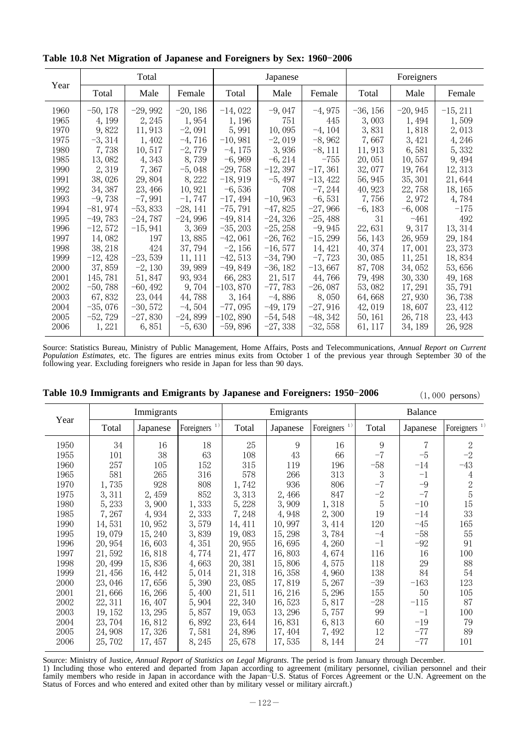**Table 10.8 Net Migration of Japanese and Foreigners by Sex: 1960-2006**

| Year | Total | | | Japanese | | | Foreigners | | |
|---|---|---|---|---|---|---|---|---|---|
| | Total | Male | Female | Total | Male | Female | Total | Male | Female |
| 1960 | −50,178 | −29,992 | −20,186 | −14,022 | −9,047 | −4,975 | −36,156 | −20,945 | −15,211 |
| 1965 | 4,199 | 2,245 | 1,954 | 1,196 | 751 | 445 | 3,003 | 1,494 | 1,509 |
| 1970 | 9,822 | 11,913 | −2,091 | 5,991 | 10,095 | −4,104 | 3,831 | 1,818 | 2,013 |
| 1975 | −3,314 | 1,402 | −4,716 | −10,981 | −2,019 | −8,962 | 7,667 | 3,421 | 4,246 |
| 1980 | 7,738 | 10,517 | −2,779 | −4,175 | 3,936 | −8,111 | 11,913 | 6,581 | 5,332 |
| 1985 | 13,082 | 4,343 | 8,739 | −6,969 | −6,214 | −755 | 20,051 | 10,557 | 9,494 |
| 1990 | 2,319 | 7,367 | −5,048 | −29,758 | −12,397 | −17,361 | 32,077 | 19,764 | 12,313 |
| 1991 | 38,026 | 29,804 | 8,222 | −18,919 | −5,497 | −13,422 | 56,945 | 35,301 | 21,644 |
| 1992 | 34,387 | 23,466 | 10,921 | −6,536 | 708 | −7,244 | 40,923 | 22,758 | 18,165 |
| 1993 | −9,738 | −7,991 | −1,747 | −17,494 | −10,963 | −6,531 | 7,756 | 2,972 | 4,784 |
| 1994 | −81,974 | −53,833 | −28,141 | −75,791 | −47,825 | −27,966 | −6,183 | −6,008 | −175 |
| 1995 | −49,783 | −24,787 | −24,996 | −49,814 | −24,326 | −25,488 | 31 | −461 | 492 |
| 1996 | −12,572 | −15,941 | 3,369 | −35,203 | −25,258 | −9,945 | 22,631 | 9,317 | 13,314 |
| 1997 | 14,082 | 197 | 13,885 | −42,061 | −26,762 | −15,299 | 56,143 | 26,959 | 29,184 |
| 1998 | 38,218 | 424 | 37,794 | −2,156 | −16,577 | 14,421 | 40,374 | 17,001 | 23,373 |
| 1999 | −12,428 | −23,539 | 11,111 | −42,513 | −34,790 | −7,723 | 30,085 | 11,251 | 18,834 |
| 2000 | 37,859 | −2,130 | 39,989 | −49,849 | −36,182 | −13,667 | 87,708 | 34,052 | 53,656 |
| 2001 | 145,781 | 51,847 | 93,934 | 66,283 | 21,517 | 44,766 | 79,498 | 30,330 | 49,168 |
| 2002 | −50,788 | −60,492 | 9,704 | −103,870 | −77,783 | −26,087 | 53,082 | 17,291 | 35,791 |
| 2003 | 67,832 | 23,044 | 44,788 | 3,164 | −4,886 | 8,050 | 64,668 | 27,930 | 36,738 |
| 2004 | −35,076 | −30,572 | −4,504 | −77,095 | −49,179 | −27,916 | 42,019 | 18,607 | 23,412 |
| 2005 | −52,729 | −27,830 | −24,899 | −102,890 | −54,548 | −48,342 | 50,161 | 26,718 | 23,443 |
| 2006 | 1,221 | 6,851 | −5,630 | −59,896 | −27,338 | −32,558 | 61,117 | 34,189 | 26,928 |

Source: Statistics Bureau, Ministry of Public Management, Home Affairs, Posts and Telecommunications, *Annual Report on Current Population Estimates*, etc. The figures are entries minus exits from October 1 of the previous year through September 30 of the following year. Excluding foreigners who reside in Japan for less than 90 days.

**Table 10.9 Immigrants and Emigrants by Japanese and Foreigners: 1950-2006**

(1,000 persons)

| Year | Immigrants | | | Emigrants | | | Balance | | |
|---|---|---|---|---|---|---|---|---|---|
| | Total | Japanese | Foreigners 1) | Total | Japanese | Foreigners 1) | Total | Japanese | Foreigners 1) |
| 1950 | 34 | 16 | 18 | 25 | 9 | 16 | 9 | 7 | 2 |
| 1955 | 101 | 38 | 63 | 108 | 43 | 66 | −7 | −5 | −2 |
| 1960 | 257 | 105 | 152 | 315 | 119 | 196 | −58 | −14 | −43 |
| 1965 | 581 | 265 | 316 | 578 | 266 | 313 | 3 | −1 | 4 |
| 1970 | 1,735 | 928 | 808 | 1,742 | 936 | 806 | −7 | −9 | 2 |
| 1975 | 3,311 | 2,459 | 852 | 3,313 | 2,466 | 847 | −2 | −7 | 5 |
| 1980 | 5,233 | 3,900 | 1,333 | 5,228 | 3,909 | 1,318 | 5 | −10 | 15 |
| 1985 | 7,267 | 4,934 | 2,333 | 7,248 | 4,948 | 2,300 | 19 | −14 | 33 |
| 1990 | 14,531 | 10,952 | 3,579 | 14,411 | 10,997 | 3,414 | 120 | −45 | 165 |
| 1995 | 19,079 | 15,240 | 3,839 | 19,083 | 15,298 | 3,784 | −4 | −58 | 55 |
| 1996 | 20,954 | 16,603 | 4,351 | 20,955 | 16,695 | 4,260 | −1 | −92 | 91 |
| 1997 | 21,592 | 16,818 | 4,774 | 21,477 | 16,803 | 4,674 | 116 | 16 | 100 |
| 1998 | 20,499 | 15,836 | 4,663 | 20,381 | 15,806 | 4,575 | 118 | 29 | 88 |
| 1999 | 21,456 | 16,442 | 5,014 | 21,318 | 16,358 | 4,960 | 138 | 84 | 54 |
| 2000 | 23,046 | 17,656 | 5,390 | 23,085 | 17,819 | 5,267 | −39 | −163 | 123 |
| 2001 | 21,666 | 16,266 | 5,400 | 21,511 | 16,216 | 5,296 | 155 | 50 | 105 |
| 2002 | 22,311 | 16,407 | 5,904 | 22,340 | 16,523 | 5,817 | −28 | −115 | 87 |
| 2003 | 19,152 | 13,295 | 5,857 | 19,053 | 13,296 | 5,757 | 99 | −1 | 100 |
| 2004 | 23,704 | 16,812 | 6,892 | 23,644 | 16,831 | 6,813 | 60 | −19 | 79 |
| 2005 | 24,908 | 17,326 | 7,581 | 24,896 | 17,404 | 7,492 | 12 | −77 | 89 |
| 2006 | 25,702 | 17,457 | 8,245 | 25,678 | 17,535 | 8,144 | 24 | −77 | 101 |

Source: Ministry of Justice, *Annual Report of Statistics on Legal Migrants*. The period is from January through December.
1) Including those who entered and departed from Japan according to agreement (military personnel, civilian personnel and their family members who reside in Japan in accordance with the Japan-U.S. Status of Forces Agreement or the U.N. Agreement on the Status of Forces and who entered and exited other than by military vessel or military aircraft.)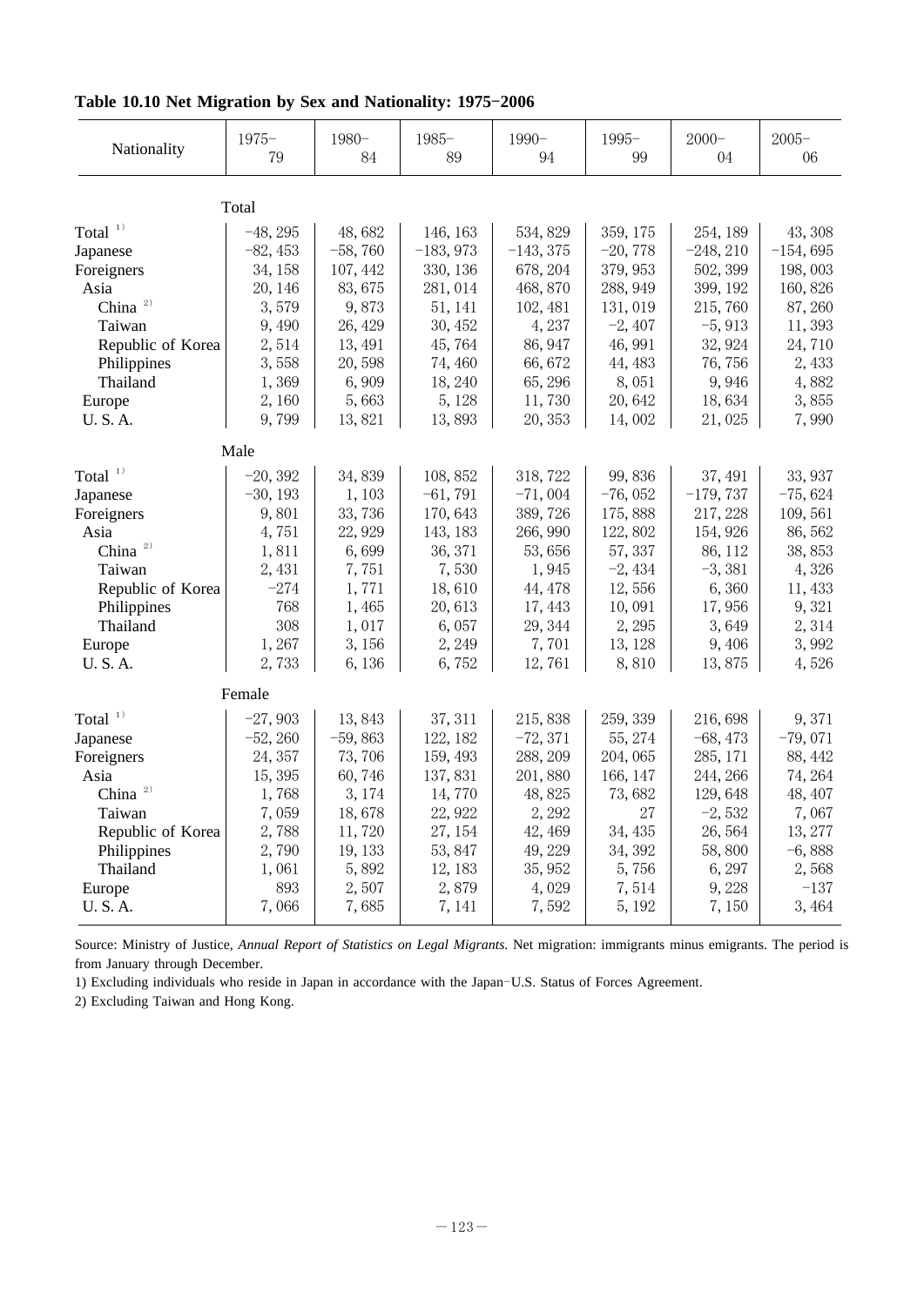**Table 10.10 Net Migration by Sex and Nationality: 1975–2006**

| Nationality | 1975–79 | 1980–84 | 1985–89 | 1990–94 | 1995–99 | 2000–04 | 2005–06 |
|---|---|---|---|---|---|---|---|
| Total | | | | | | | |
| Total [1] | −48,295 | 48,682 | 146,163 | 534,829 | 359,175 | 254,189 | 43,308 |
| Japanese | −82,453 | −58,760 | −183,973 | −143,375 | −20,778 | −248,210 | −154,695 |
| Foreigners | 34,158 | 107,442 | 330,136 | 678,204 | 379,953 | 502,399 | 198,003 |
| Asia | 20,146 | 83,675 | 281,014 | 468,870 | 288,949 | 399,192 | 160,826 |
| China [2] | 3,579 | 9,873 | 51,141 | 102,481 | 131,019 | 215,760 | 87,260 |
| Taiwan | 9,490 | 26,429 | 30,452 | 4,237 | −2,407 | −5,913 | 11,393 |
| Republic of Korea | 2,514 | 13,491 | 45,764 | 86,947 | 46,991 | 32,924 | 24,710 |
| Philippines | 3,558 | 20,598 | 74,460 | 66,672 | 44,483 | 76,756 | 2,433 |
| Thailand | 1,369 | 6,909 | 18,240 | 65,296 | 8,051 | 9,946 | 4,882 |
| Europe | 2,160 | 5,663 | 5,128 | 11,730 | 20,642 | 18,634 | 3,855 |
| U. S. A. | 9,799 | 13,821 | 13,893 | 20,353 | 14,002 | 21,025 | 7,990 |
| Male | | | | | | | |
| Total [1] | −20,392 | 34,839 | 108,852 | 318,722 | 99,836 | 37,491 | 33,937 |
| Japanese | −30,193 | 1,103 | −61,791 | −71,004 | −76,052 | −179,737 | −75,624 |
| Foreigners | 9,801 | 33,736 | 170,643 | 389,726 | 175,888 | 217,228 | 109,561 |
| Asia | 4,751 | 22,929 | 143,183 | 266,990 | 122,802 | 154,926 | 86,562 |
| China [2] | 1,811 | 6,699 | 36,371 | 53,656 | 57,337 | 86,112 | 38,853 |
| Taiwan | 2,431 | 7,751 | 7,530 | 1,945 | −2,434 | −3,381 | 4,326 |
| Republic of Korea | −274 | 1,771 | 18,610 | 44,478 | 12,556 | 6,360 | 11,433 |
| Philippines | 768 | 1,465 | 20,613 | 17,443 | 10,091 | 17,956 | 9,321 |
| Thailand | 308 | 1,017 | 6,057 | 29,344 | 2,295 | 3,649 | 2,314 |
| Europe | 1,267 | 3,156 | 2,249 | 7,701 | 13,128 | 9,406 | 3,992 |
| U. S. A. | 2,733 | 6,136 | 6,752 | 12,761 | 8,810 | 13,875 | 4,526 |
| Female | | | | | | | |
| Total [1] | −27,903 | 13,843 | 37,311 | 215,838 | 259,339 | 216,698 | 9,371 |
| Japanese | −52,260 | −59,863 | 122,182 | −72,371 | 55,274 | −68,473 | −79,071 |
| Foreigners | 24,357 | 73,706 | 159,493 | 288,209 | 204,065 | 285,171 | 88,442 |
| Asia | 15,395 | 60,746 | 137,831 | 201,880 | 166,147 | 244,266 | 74,264 |
| China [2] | 1,768 | 3,174 | 14,770 | 48,825 | 73,682 | 129,648 | 48,407 |
| Taiwan | 7,059 | 18,678 | 22,922 | 2,292 | 27 | −2,532 | 7,067 |
| Republic of Korea | 2,788 | 11,720 | 27,154 | 42,469 | 34,435 | 26,564 | 13,277 |
| Philippines | 2,790 | 19,133 | 53,847 | 49,229 | 34,392 | 58,800 | −6,888 |
| Thailand | 1,061 | 5,892 | 12,183 | 35,952 | 5,756 | 6,297 | 2,568 |
| Europe | 893 | 2,507 | 2,879 | 4,029 | 7,514 | 9,228 | −137 |
| U. S. A. | 7,066 | 7,685 | 7,141 | 7,592 | 5,192 | 7,150 | 3,464 |

Source: Ministry of Justice, *Annual Report of Statistics on Legal Migrants.* Net migration: immigrants minus emigrants. The period is from January through December.

1) Excluding individuals who reside in Japan in accordance with the Japan–U.S. Status of Forces Agreement.

2) Excluding Taiwan and Hong Kong.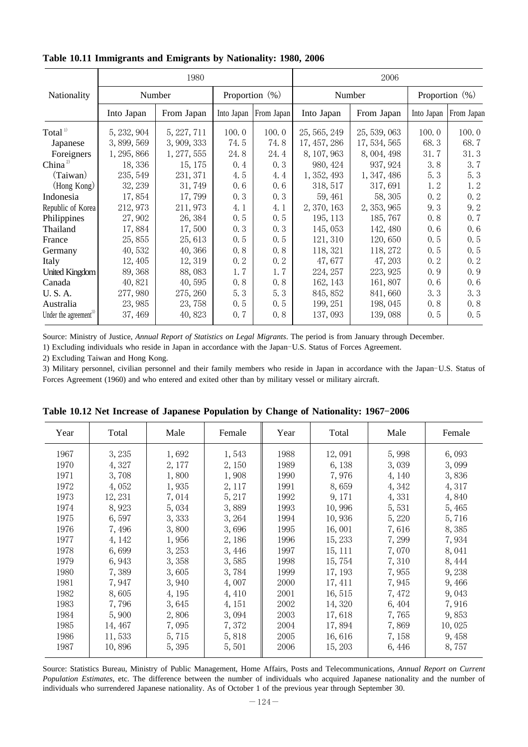**Table 10.11 Immigrants and Emigrants by Nationality: 1980, 2006**

| Nationality | 1980 | | | | 2006 | | | |
|---|---|---|---|---|---|---|---|---|
| | Number | | Proportion (%) | | Number | | Proportion (%) | |
| | Into Japan | From Japan | Into Japan | From Japan | Into Japan | From Japan | Into Japan | From Japan |
| Total [1] | 5, 232, 904 | 5, 227, 711 | 100. 0 | 100. 0 | 25, 565, 249 | 25, 539, 063 | 100. 0 | 100. 0 |
| Japanese | 3, 899, 569 | 3, 909, 333 | 74. 5 | 74. 8 | 17, 457, 286 | 17, 534, 565 | 68. 3 | 68. 7 |
| Foreigners | 1, 295, 866 | 1, 277, 555 | 24. 8 | 24. 4 | 8, 107, 963 | 8, 004, 498 | 31. 7 | 31. 3 |
| China [2] | 18, 336 | 15, 175 | 0. 4 | 0. 3 | 980, 424 | 937, 924 | 3. 8 | 3. 7 |
| (Taiwan) | 235, 549 | 231, 371 | 4. 5 | 4. 4 | 1, 352, 493 | 1, 347, 486 | 5. 3 | 5. 3 |
| (Hong Kong) | 32, 239 | 31, 749 | 0. 6 | 0. 6 | 318, 517 | 317, 691 | 1. 2 | 1. 2 |
| Indonesia | 17, 854 | 17, 799 | 0. 3 | 0. 3 | 59, 461 | 58, 305 | 0. 2 | 0. 2 |
| Republic of Korea | 212, 973 | 211, 973 | 4. 1 | 4. 1 | 2, 370, 163 | 2, 353, 965 | 9. 3 | 9. 2 |
| Philippines | 27, 902 | 26, 384 | 0. 5 | 0. 5 | 195, 113 | 185, 767 | 0. 8 | 0. 7 |
| Thailand | 17, 884 | 17, 500 | 0. 3 | 0. 3 | 145, 053 | 142, 480 | 0. 6 | 0. 6 |
| France | 25, 855 | 25, 613 | 0. 5 | 0. 5 | 121, 310 | 120, 650 | 0. 5 | 0. 5 |
| Germany | 40, 532 | 40, 366 | 0. 8 | 0. 8 | 118, 321 | 118, 272 | 0. 5 | 0. 5 |
| Italy | 12, 405 | 12, 319 | 0. 2 | 0. 2 | 47, 677 | 47, 203 | 0. 2 | 0. 2 |
| United Kingdom | 89, 368 | 88, 083 | 1. 7 | 1. 7 | 224, 257 | 223, 925 | 0. 9 | 0. 9 |
| Canada | 40, 821 | 40, 595 | 0. 8 | 0. 8 | 162, 143 | 161, 807 | 0. 6 | 0. 6 |
| U. S. A. | 277, 980 | 275, 260 | 5. 3 | 5. 3 | 845, 852 | 841, 660 | 3. 3 | 3. 3 |
| Australia | 23, 985 | 23, 758 | 0. 5 | 0. 5 | 199, 251 | 198, 045 | 0. 8 | 0. 8 |
| Under the agreement [3] | 37, 469 | 40, 823 | 0. 7 | 0. 8 | 137, 093 | 139, 088 | 0. 5 | 0. 5 |

Source: Ministry of Justice, *Annual Report of Statistics on Legal Migrants*. The period is from January through December.

1) Excluding individuals who reside in Japan in accordance with the Japan-U.S. Status of Forces Agreement.

2) Excluding Taiwan and Hong Kong.

3) Military personnel, civilian personnel and their family members who reside in Japan in accordance with the Japan-U.S. Status of Forces Agreement (1960) and who entered and exited other than by military vessel or military aircraft.

**Table 10.12 Net Increase of Japanese Population by Change of Nationality: 1967-2006**

| Year | Total | Male | Female | Year | Total | Male | Female |
|---|---|---|---|---|---|---|---|
| 1967 | 3, 235 | 1, 692 | 1, 543 | 1988 | 12, 091 | 5, 998 | 6, 093 |
| 1970 | 4, 327 | 2, 177 | 2, 150 | 1989 | 6, 138 | 3, 039 | 3, 099 |
| 1971 | 3, 708 | 1, 800 | 1, 908 | 1990 | 7, 976 | 4, 140 | 3, 836 |
| 1972 | 4, 052 | 1, 935 | 2, 117 | 1991 | 8, 659 | 4, 342 | 4, 317 |
| 1973 | 12, 231 | 7, 014 | 5, 217 | 1992 | 9, 171 | 4, 331 | 4, 840 |
| 1974 | 8, 923 | 5, 034 | 3, 889 | 1993 | 10, 996 | 5, 531 | 5, 465 |
| 1975 | 6, 597 | 3, 333 | 3, 264 | 1994 | 10, 936 | 5, 220 | 5, 716 |
| 1976 | 7, 496 | 3, 800 | 3, 696 | 1995 | 16, 001 | 7, 616 | 8, 385 |
| 1977 | 4, 142 | 1, 956 | 2, 186 | 1996 | 15, 233 | 7, 299 | 7, 934 |
| 1978 | 6, 699 | 3, 253 | 3, 446 | 1997 | 15, 111 | 7, 070 | 8, 041 |
| 1979 | 6, 943 | 3, 358 | 3, 585 | 1998 | 15, 754 | 7, 310 | 8, 444 |
| 1980 | 7, 389 | 3, 605 | 3, 784 | 1999 | 17, 193 | 7, 955 | 9, 238 |
| 1981 | 7, 947 | 3, 940 | 4, 007 | 2000 | 17, 411 | 7, 945 | 9, 466 |
| 1982 | 8, 605 | 4, 195 | 4, 410 | 2001 | 16, 515 | 7, 472 | 9, 043 |
| 1983 | 7, 796 | 3, 645 | 4, 151 | 2002 | 14, 320 | 6, 404 | 7, 916 |
| 1984 | 5, 900 | 2, 806 | 3, 094 | 2003 | 17, 618 | 7, 765 | 9, 853 |
| 1985 | 14, 467 | 7, 095 | 7, 372 | 2004 | 17, 894 | 7, 869 | 10, 025 |
| 1986 | 11, 533 | 5, 715 | 5, 818 | 2005 | 16, 616 | 7, 158 | 9, 458 |
| 1987 | 10, 896 | 5, 395 | 5, 501 | 2006 | 15, 203 | 6, 446 | 8, 757 |

Source: Statistics Bureau, Ministry of Public Management, Home Affairs, Posts and Telecommunications, *Annual Report on Current Population Estimates*, etc. The difference between the number of individuals who acquired Japanese nationality and the number of individuals who surrendered Japanese nationality. As of October 1 of the previous year through September 30.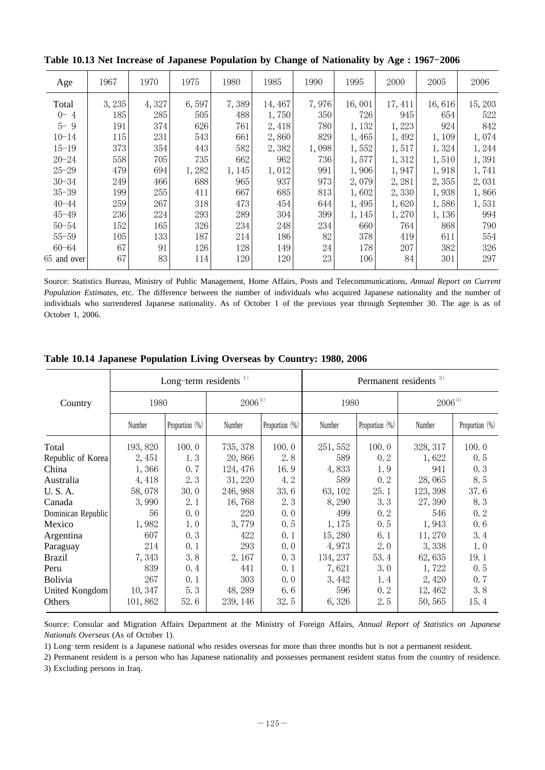**Table 10.13 Net Increase of Japanese Population by Change of Nationality by Age : 1967–2006**

| Age | 1967 | 1970 | 1975 | 1980 | 1985 | 1990 | 1995 | 2000 | 2005 | 2006 |
|---|---|---|---|---|---|---|---|---|---|---|
| Total | 3,235 | 4,327 | 6,597 | 7,389 | 14,467 | 7,976 | 16,001 | 17,411 | 16,616 | 15,203 |
| 0– 4 | 185 | 285 | 505 | 488 | 1,750 | 350 | 726 | 945 | 654 | 522 |
| 5– 9 | 191 | 374 | 626 | 761 | 2,418 | 780 | 1,132 | 1,223 | 924 | 842 |
| 10–14 | 115 | 231 | 543 | 661 | 2,860 | 829 | 1,465 | 1,492 | 1,109 | 1,074 |
| 15–19 | 373 | 354 | 443 | 582 | 2,382 | 1,098 | 1,552 | 1,517 | 1,324 | 1,244 |
| 20–24 | 558 | 705 | 735 | 662 | 962 | 736 | 1,577 | 1,312 | 1,510 | 1,391 |
| 25–29 | 479 | 694 | 1,282 | 1,145 | 1,012 | 991 | 1,906 | 1,947 | 1,918 | 1,741 |
| 30–34 | 249 | 466 | 688 | 965 | 937 | 973 | 2,079 | 2,281 | 2,355 | 2,031 |
| 35–39 | 199 | 255 | 411 | 667 | 685 | 813 | 1,602 | 2,330 | 1,938 | 1,866 |
| 40–44 | 259 | 267 | 318 | 473 | 454 | 644 | 1,495 | 1,620 | 1,586 | 1,531 |
| 45–49 | 236 | 224 | 293 | 289 | 304 | 399 | 1,145 | 1,270 | 1,136 | 994 |
| 50–54 | 152 | 165 | 326 | 234 | 248 | 234 | 660 | 764 | 868 | 790 |
| 55–59 | 105 | 133 | 187 | 214 | 186 | 82 | 378 | 419 | 611 | 554 |
| 60–64 | 67 | 91 | 126 | 128 | 149 | 24 | 178 | 207 | 382 | 326 |
| 65 and over | 67 | 83 | 114 | 120 | 120 | 23 | 106 | 84 | 301 | 297 |

Source: Statistics Bureau, Ministry of Public Management, Home Affairs, Posts and Telecommunications, *Annual Report on Current Population Estimates*, etc. The difference between the number of individuals who acquired Japanese nationality and the number of individuals who surrendered Japanese nationality. As of October 1 of the previous year through September 30. The age is as of October 1, 2006.

**Table 10.14 Japanese Population Living Overseas by Country: 1980, 2006**

| Country | Long–term residents [1] | | | | Permanent residents [2] | | | |
|---|---|---|---|---|---|---|---|---|
| | 1980 | | 2006[3] | | 1980 | | 2006[3] | |
| | Number | Proportion (%) | Number | Proportion (%) | Number | Proportion (%) | Number | Proportion (%) |
| Total | 193,820 | 100.0 | 735,378 | 100.0 | 251,552 | 100.0 | 328,317 | 100.0 |
| Republic of Korea | 2,451 | 1.3 | 20,866 | 2.8 | 589 | 0.2 | 1,622 | 0.5 |
| China | 1,366 | 0.7 | 124,476 | 16.9 | 4,833 | 1.9 | 941 | 0.3 |
| Australia | 4,418 | 2.3 | 31,220 | 4.2 | 589 | 0.2 | 28,065 | 8.5 |
| U. S. A. | 58,078 | 30.0 | 246,988 | 33.6 | 63,102 | 25.1 | 123,398 | 37.6 |
| Canada | 3,990 | 2.1 | 16,768 | 2.3 | 8,290 | 3.3 | 27,390 | 8.3 |
| Dominican Republic | 56 | 0.0 | 220 | 0.0 | 499 | 0.2 | 546 | 0.2 |
| Mexico | 1,982 | 1.0 | 3,779 | 0.5 | 1,175 | 0.5 | 1,943 | 0.6 |
| Argentina | 607 | 0.3 | 422 | 0.1 | 15,280 | 6.1 | 11,270 | 3.4 |
| Paraguay | 214 | 0.1 | 293 | 0.0 | 4,973 | 2.0 | 3,338 | 1.0 |
| Brazil | 7,343 | 3.8 | 2,167 | 0.3 | 134,237 | 53.4 | 62,635 | 19.1 |
| Peru | 839 | 0.4 | 441 | 0.1 | 7,621 | 3.0 | 1,722 | 0.5 |
| Bolivia | 267 | 0.1 | 303 | 0.0 | 3,442 | 1.4 | 2,420 | 0.7 |
| United Kongdom | 10,347 | 5.3 | 48,289 | 6.6 | 596 | 0.2 | 12,462 | 3.8 |
| Others | 101,862 | 52.6 | 239,146 | 32.5 | 6,326 | 2.5 | 50,565 | 15.4 |

Source: Consular and Migration Affairs Department at the Ministry of Foreign Affairs, *Annual Report of Statistics on Japanese Nationals Overseas* (As of October 1).

1) Long–term resident is a Japanese national who resides overseas for more than three months but is not a permanent resident.

2) Permanent resident is a person who has Japanese nationality and possesses permanent resident status from the country of residence.

3) Excluding persons in Iraq.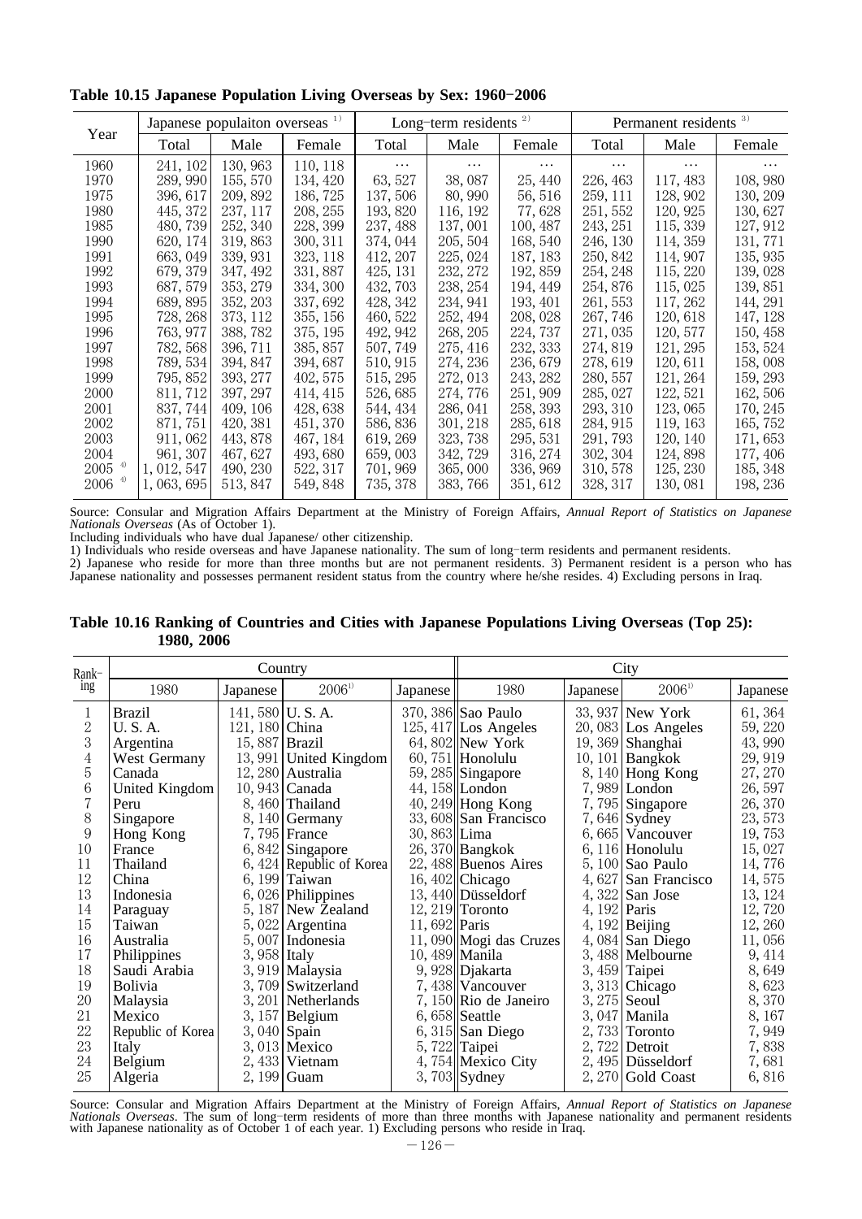**Table 10.15 Japanese Population Living Overseas by Sex: 1960-2006**

| Year | Japanese populaiton overseas [1] | | | Long-term residents [2] | | | Permanent residents [3] | | |
|---|---|---|---|---|---|---|---|---|---|
| | Total | Male | Female | Total | Male | Female | Total | Male | Female |
| 1960 | 241, 102 | 130, 963 | 110, 118 | … | … | … | … | … | … |
| 1970 | 289, 990 | 155, 570 | 134, 420 | 63, 527 | 38, 087 | 25, 440 | 226, 463 | 117, 483 | 108, 980 |
| 1975 | 396, 617 | 209, 892 | 186, 725 | 137, 506 | 80, 990 | 56, 516 | 259, 111 | 128, 902 | 130, 209 |
| 1980 | 445, 372 | 237, 117 | 208, 255 | 193, 820 | 116, 192 | 77, 628 | 251, 552 | 120, 925 | 130, 627 |
| 1985 | 480, 739 | 252, 340 | 228, 399 | 237, 488 | 137, 001 | 100, 487 | 243, 251 | 115, 339 | 127, 912 |
| 1990 | 620, 174 | 319, 863 | 300, 311 | 374, 044 | 205, 504 | 168, 540 | 246, 130 | 114, 359 | 131, 771 |
| 1991 | 663, 049 | 339, 931 | 323, 118 | 412, 207 | 225, 024 | 187, 183 | 250, 842 | 114, 907 | 135, 935 |
| 1992 | 679, 379 | 347, 492 | 331, 887 | 425, 131 | 232, 272 | 192, 859 | 254, 248 | 115, 220 | 139, 028 |
| 1993 | 687, 579 | 353, 279 | 334, 300 | 432, 703 | 238, 254 | 194, 449 | 254, 876 | 115, 025 | 139, 851 |
| 1994 | 689, 895 | 352, 203 | 337, 692 | 428, 342 | 234, 941 | 193, 401 | 261, 553 | 117, 262 | 144, 291 |
| 1995 | 728, 268 | 373, 112 | 355, 156 | 460, 522 | 252, 494 | 208, 028 | 267, 746 | 120, 618 | 147, 128 |
| 1996 | 763, 977 | 388, 782 | 375, 195 | 492, 942 | 268, 205 | 224, 737 | 271, 035 | 120, 577 | 150, 458 |
| 1997 | 782, 568 | 396, 711 | 385, 857 | 507, 749 | 275, 416 | 232, 333 | 274, 819 | 121, 295 | 153, 524 |
| 1998 | 789, 534 | 394, 847 | 394, 687 | 510, 915 | 274, 236 | 236, 679 | 278, 619 | 120, 611 | 158, 008 |
| 1999 | 795, 852 | 393, 277 | 402, 575 | 515, 295 | 272, 013 | 243, 282 | 280, 557 | 121, 264 | 159, 293 |
| 2000 | 811, 712 | 397, 297 | 414, 415 | 526, 685 | 274, 776 | 251, 909 | 285, 027 | 122, 521 | 162, 506 |
| 2001 | 837, 744 | 409, 106 | 428, 638 | 544, 434 | 286, 041 | 258, 393 | 293, 310 | 123, 065 | 170, 245 |
| 2002 | 871, 751 | 420, 381 | 451, 370 | 586, 836 | 301, 218 | 285, 618 | 284, 915 | 119, 163 | 165, 752 |
| 2003 | 911, 062 | 443, 878 | 467, 184 | 619, 269 | 323, 738 | 295, 531 | 291, 793 | 120, 140 | 171, 653 |
| 2004 | 961, 307 | 467, 627 | 493, 680 | 659, 003 | 342, 729 | 316, 274 | 302, 304 | 124, 898 | 177, 406 |
| 2005 [4] | 1, 012, 547 | 490, 230 | 522, 317 | 701, 969 | 365, 000 | 336, 969 | 310, 578 | 125, 230 | 185, 348 |
| 2006 [4] | 1, 063, 695 | 513, 847 | 549, 848 | 735, 378 | 383, 766 | 351, 612 | 328, 317 | 130, 081 | 198, 236 |

Source: Consular and Migration Affairs Department at the Ministry of Foreign Affairs, *Annual Report of Statistics on Japanese Nationals Overseas* (As of October 1).
Including individuals who have dual Japanese/ other citizenship.
1) Individuals who reside overseas and have Japanese nationality. The sum of long-term residents and permanent residents.
2) Japanese who reside for more than three months but are not permanent residents. 3) Permanent resident is a person who has Japanese nationality and possesses permanent resident status from the country where he/she resides. 4) Excluding persons in Iraq.

**Table 10.16 Ranking of Countries and Cities with Japanese Populations Living Overseas (Top 25): 1980, 2006**

| Rank-ing | Country | | | | City | | | |
|---|---|---|---|---|---|---|---|---|
| | 1980 | Japanese | 2006[1] | Japanese | 1980 | Japanese | 2006[1] | Japanese |
| 1 | Brazil | 141, 580 | U. S. A. | 370, 386 | Sao Paulo | 33, 937 | New York | 61, 364 |
| 2 | U. S. A. | 121, 180 | China | 125, 417 | Los Angeles | 20, 083 | Los Angeles | 59, 220 |
| 3 | Argentina | 15, 887 | Brazil | 64, 802 | New York | 19, 369 | Shanghai | 43, 990 |
| 4 | West Germany | 13, 991 | United Kingdom | 60, 751 | Honolulu | 10, 101 | Bangkok | 29, 919 |
| 5 | Canada | 12, 280 | Australia | 59, 285 | Singapore | 8, 140 | Hong Kong | 27, 270 |
| 6 | United Kingdom | 10, 943 | Canada | 44, 158 | London | 7, 989 | London | 26, 597 |
| 7 | Peru | 8, 460 | Thailand | 40, 249 | Hong Kong | 7, 795 | Singapore | 26, 370 |
| 8 | Singapore | 8, 140 | Germany | 33, 608 | San Francisco | 7, 646 | Sydney | 23, 573 |
| 9 | Hong Kong | 7, 795 | France | 30, 863 | Lima | 6, 665 | Vancouver | 19, 753 |
| 10 | France | 6, 842 | Singapore | 26, 370 | Bangkok | 6, 116 | Honolulu | 15, 027 |
| 11 | Thailand | 6, 424 | Republic of Korea | 22, 488 | Buenos Aires | 5, 100 | Sao Paulo | 14, 776 |
| 12 | China | 6, 199 | Taiwan | 16, 402 | Chicago | 4, 627 | San Francisco | 14, 575 |
| 13 | Indonesia | 6, 026 | Philippines | 13, 440 | Düsseldorf | 4, 322 | San Jose | 13, 124 |
| 14 | Paraguay | 5, 187 | New Zealand | 12, 219 | Toronto | 4, 192 | Paris | 12, 720 |
| 15 | Taiwan | 5, 022 | Argentina | 11, 692 | Paris | 4, 192 | Beijing | 12, 260 |
| 16 | Australia | 5, 007 | Indonesia | 11, 090 | Mogi das Cruzes | 4, 084 | San Diego | 11, 056 |
| 17 | Philippines | 3, 958 | Italy | 10, 489 | Manila | 3, 488 | Melbourne | 9, 414 |
| 18 | Saudi Arabia | 3, 919 | Malaysia | 9, 928 | Djakarta | 3, 459 | Taipei | 8, 649 |
| 19 | Bolivia | 3, 709 | Switzerland | 7, 438 | Vancouver | 3, 313 | Chicago | 8, 623 |
| 20 | Malaysia | 3, 201 | Netherlands | 7, 150 | Rio de Janeiro | 3, 275 | Seoul | 8, 370 |
| 21 | Mexico | 3, 157 | Belgium | 6, 658 | Seattle | 3, 047 | Manila | 8, 167 |
| 22 | Republic of Korea | 3, 040 | Spain | 6, 315 | San Diego | 2, 733 | Toronto | 7, 949 |
| 23 | Italy | 3, 013 | Mexico | 5, 722 | Taipei | 2, 722 | Detroit | 7, 838 |
| 24 | Belgium | 2, 433 | Vietnam | 4, 754 | Mexico City | 2, 495 | Düsseldorf | 7, 681 |
| 25 | Algeria | 2, 199 | Guam | 3, 703 | Sydney | 2, 270 | Gold Coast | 6, 816 |

Source: Consular and Migration Affairs Department at the Ministry of Foreign Affairs, *Annual Report of Statistics on Japanese Nationals Overseas*. The sum of long-term residents of more than three months with Japanese nationality and permanent residents with Japanese nationality as of October 1 of each year. 1) Excluding persons who reside in Iraq.